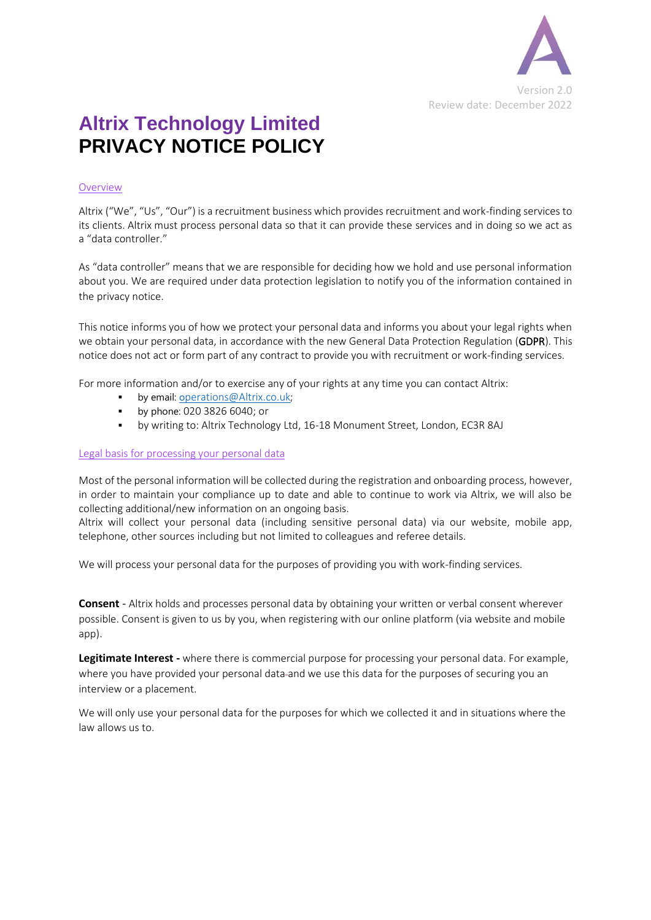Version 2.0
Review date: December 2022

# Altrix Technology Limited
# PRIVACY NOTICE POLICY

## Overview

Altrix ("We", "Us", "Our") is a recruitment business which provides recruitment and work-finding services to its clients. Altrix must process personal data so that it can provide these services and in doing so we act as a "data controller."

As "data controller" means that we are responsible for deciding how we hold and use personal information about you. We are required under data protection legislation to notify you of the information contained in the privacy notice.

This notice informs you of how we protect your personal data and informs you about your legal rights when we obtain your personal data, in accordance with the new General Data Protection Regulation (GDPR). This notice does not act or form part of any contract to provide you with recruitment or work-finding services.

For more information and/or to exercise any of your rights at any time you can contact Altrix:

- by email: operations@Altrix.co.uk;
- by phone: 020 3826 6040; or
- by writing to: Altrix Technology Ltd, 16-18 Monument Street, London, EC3R 8AJ

## Legal basis for processing your personal data

Most of the personal information will be collected during the registration and onboarding process, however, in order to maintain your compliance up to date and able to continue to work via Altrix, we will also be collecting additional/new information on an ongoing basis.
Altrix will collect your personal data (including sensitive personal data) via our website, mobile app, telephone, other sources including but not limited to colleagues and referee details.

We will process your personal data for the purposes of providing you with work-finding services.

**Consent** - Altrix holds and processes personal data by obtaining your written or verbal consent wherever possible. Consent is given to us by you, when registering with our online platform (via website and mobile app).

**Legitimate Interest -** where there is commercial purpose for processing your personal data. For example, where you have provided your personal data and we use this data for the purposes of securing you an interview or a placement.

We will only use your personal data for the purposes for which we collected it and in situations where the law allows us to.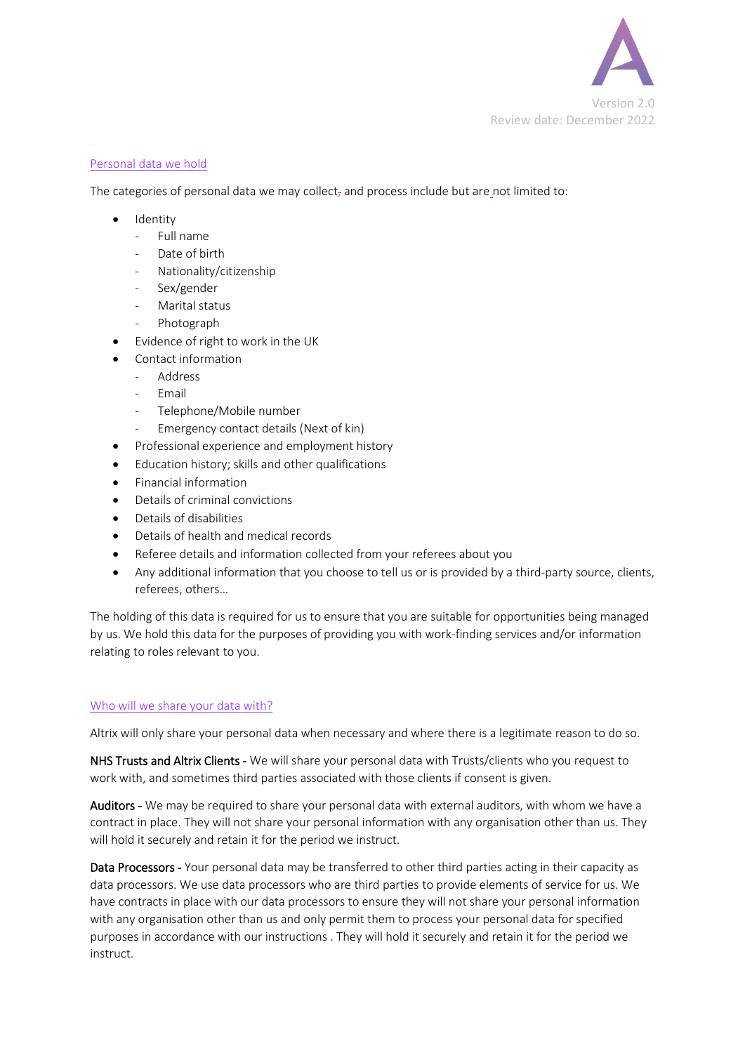## Personal data we hold

The categories of personal data we may collect, and process include but are not limited to:

- Identity
  - Full name
  - Date of birth
  - Nationality/citizenship
  - Sex/gender
  - Marital status
  - Photograph
- Evidence of right to work in the UK
- Contact information
  - Address
  - Email
  - Telephone/Mobile number
  - Emergency contact details (Next of kin)
- Professional experience and employment history
- Education history; skills and other qualifications
- Financial information
- Details of criminal convictions
- Details of disabilities
- Details of health and medical records
- Referee details and information collected from your referees about you
- Any additional information that you choose to tell us or is provided by a third-party source, clients, referees, others…

The holding of this data is required for us to ensure that you are suitable for opportunities being managed by us. We hold this data for the purposes of providing you with work-finding services and/or information relating to roles relevant to you.

## Who will we share your data with?

Altrix will only share your personal data when necessary and where there is a legitimate reason to do so.

**NHS Trusts and Altrix Clients -** We will share your personal data with Trusts/clients who you request to work with, and sometimes third parties associated with those clients if consent is given.

**Auditors -** We may be required to share your personal data with external auditors, with whom we have a contract in place. They will not share your personal information with any organisation other than us. They will hold it securely and retain it for the period we instruct.

**Data Processors -** Your personal data may be transferred to other third parties acting in their capacity as data processors. We use data processors who are third parties to provide elements of service for us. We have contracts in place with our data processors to ensure they will not share your personal information with any organisation other than us and only permit them to process your personal data for specified purposes in accordance with our instructions . They will hold it securely and retain it for the period we instruct.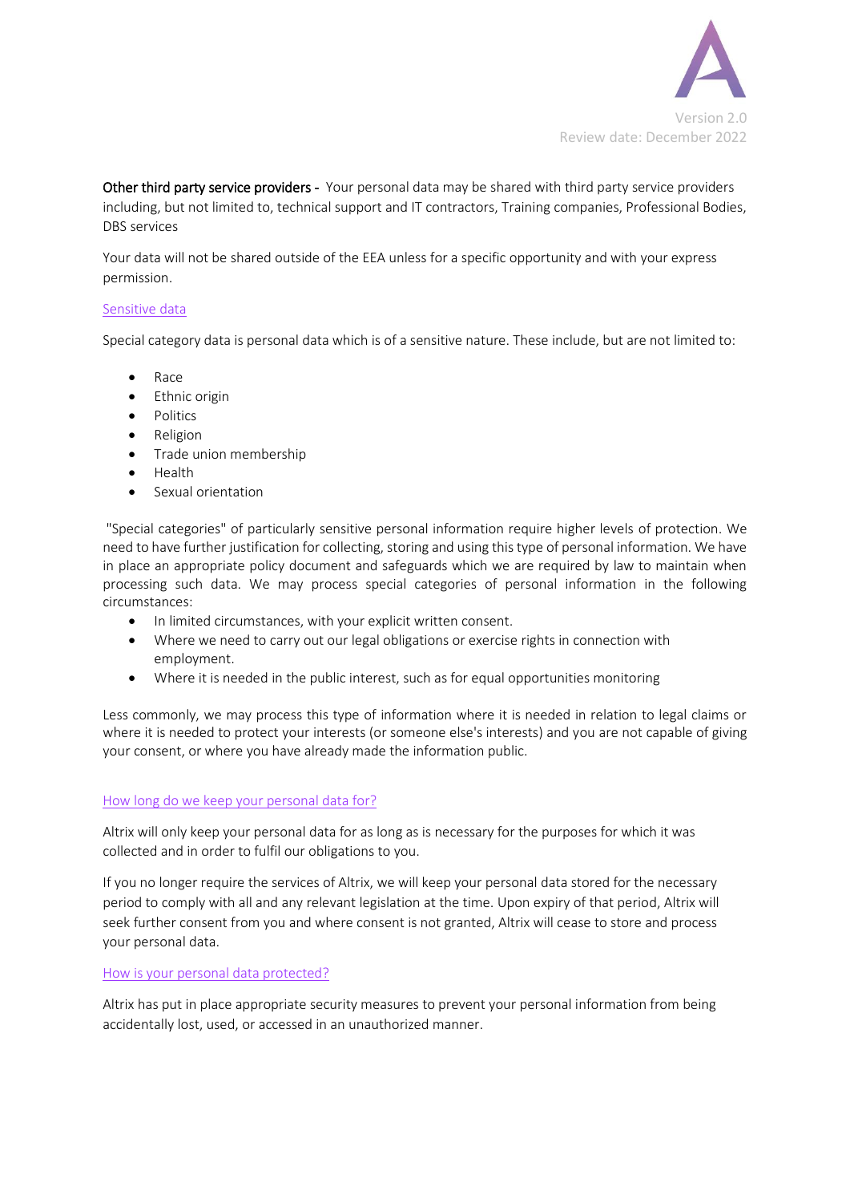**Other third party service providers -** Your personal data may be shared with third party service providers including, but not limited to, technical support and IT contractors, Training companies, Professional Bodies, DBS services

Your data will not be shared outside of the EEA unless for a specific opportunity and with your express permission.

## Sensitive data

Special category data is personal data which is of a sensitive nature. These include, but are not limited to:

- Race
- Ethnic origin
- Politics
- Religion
- Trade union membership
- Health
- Sexual orientation

"Special categories" of particularly sensitive personal information require higher levels of protection. We need to have further justification for collecting, storing and using this type of personal information. We have in place an appropriate policy document and safeguards which we are required by law to maintain when processing such data. We may process special categories of personal information in the following circumstances:

- In limited circumstances, with your explicit written consent.
- Where we need to carry out our legal obligations or exercise rights in connection with employment.
- Where it is needed in the public interest, such as for equal opportunities monitoring

Less commonly, we may process this type of information where it is needed in relation to legal claims or where it is needed to protect your interests (or someone else's interests) and you are not capable of giving your consent, or where you have already made the information public.

## How long do we keep your personal data for?

Altrix will only keep your personal data for as long as is necessary for the purposes for which it was collected and in order to fulfil our obligations to you.

If you no longer require the services of Altrix, we will keep your personal data stored for the necessary period to comply with all and any relevant legislation at the time. Upon expiry of that period, Altrix will seek further consent from you and where consent is not granted, Altrix will cease to store and process your personal data.

## How is your personal data protected?

Altrix has put in place appropriate security measures to prevent your personal information from being accidentally lost, used, or accessed in an unauthorized manner.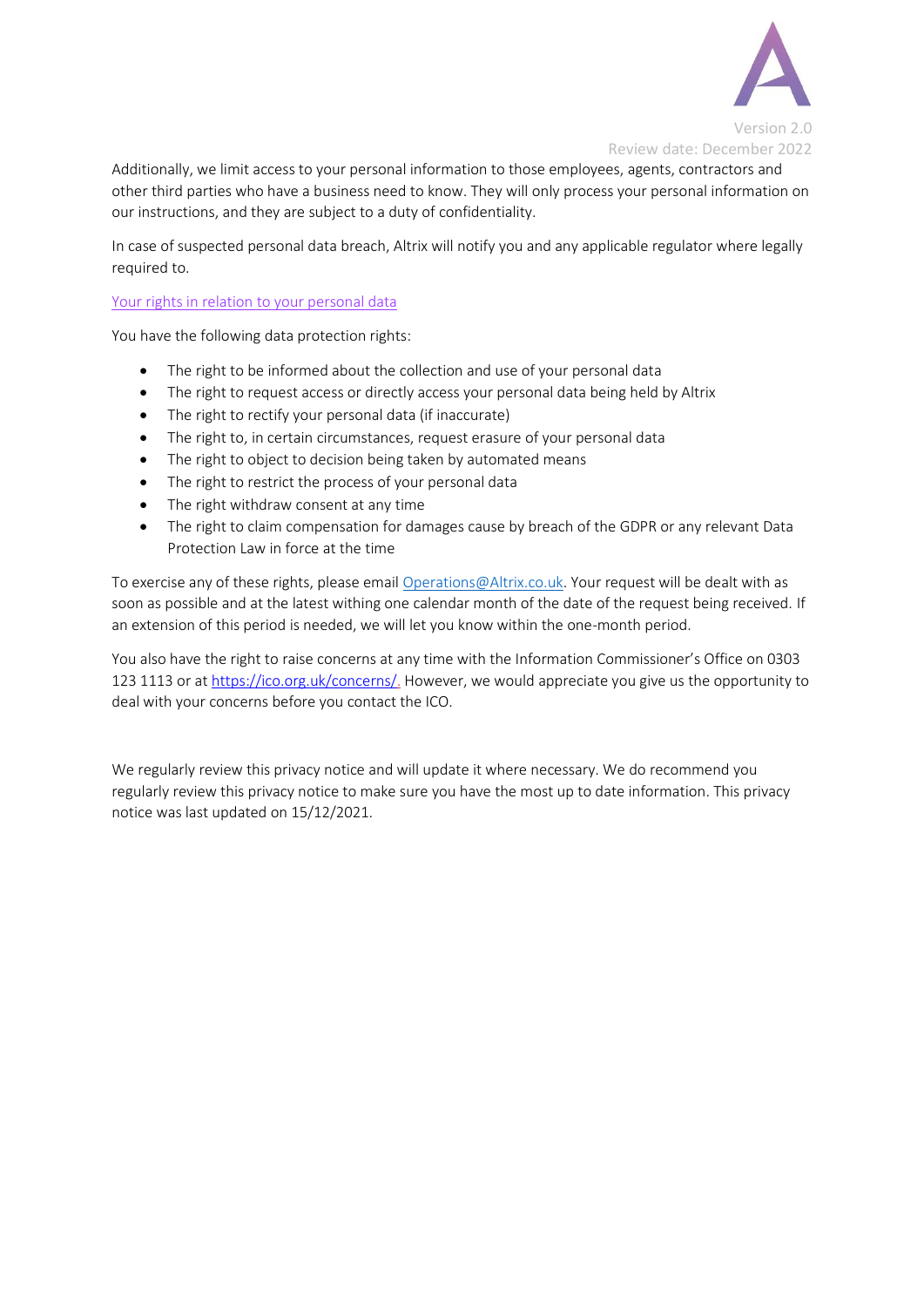Additionally, we limit access to your personal information to those employees, agents, contractors and other third parties who have a business need to know. They will only process your personal information on our instructions, and they are subject to a duty of confidentiality.

In case of suspected personal data breach, Altrix will notify you and any applicable regulator where legally required to.

## Your rights in relation to your personal data

You have the following data protection rights:

- The right to be informed about the collection and use of your personal data
- The right to request access or directly access your personal data being held by Altrix
- The right to rectify your personal data (if inaccurate)
- The right to, in certain circumstances, request erasure of your personal data
- The right to object to decision being taken by automated means
- The right to restrict the process of your personal data
- The right withdraw consent at any time
- The right to claim compensation for damages cause by breach of the GDPR or any relevant Data Protection Law in force at the time

To exercise any of these rights, please email Operations@Altrix.co.uk. Your request will be dealt with as soon as possible and at the latest withing one calendar month of the date of the request being received. If an extension of this period is needed, we will let you know within the one-month period.

You also have the right to raise concerns at any time with the Information Commissioner's Office on 0303 123 1113 or at https://ico.org.uk/concerns/. However, we would appreciate you give us the opportunity to deal with your concerns before you contact the ICO.

We regularly review this privacy notice and will update it where necessary. We do recommend you regularly review this privacy notice to make sure you have the most up to date information. This privacy notice was last updated on 15/12/2021.